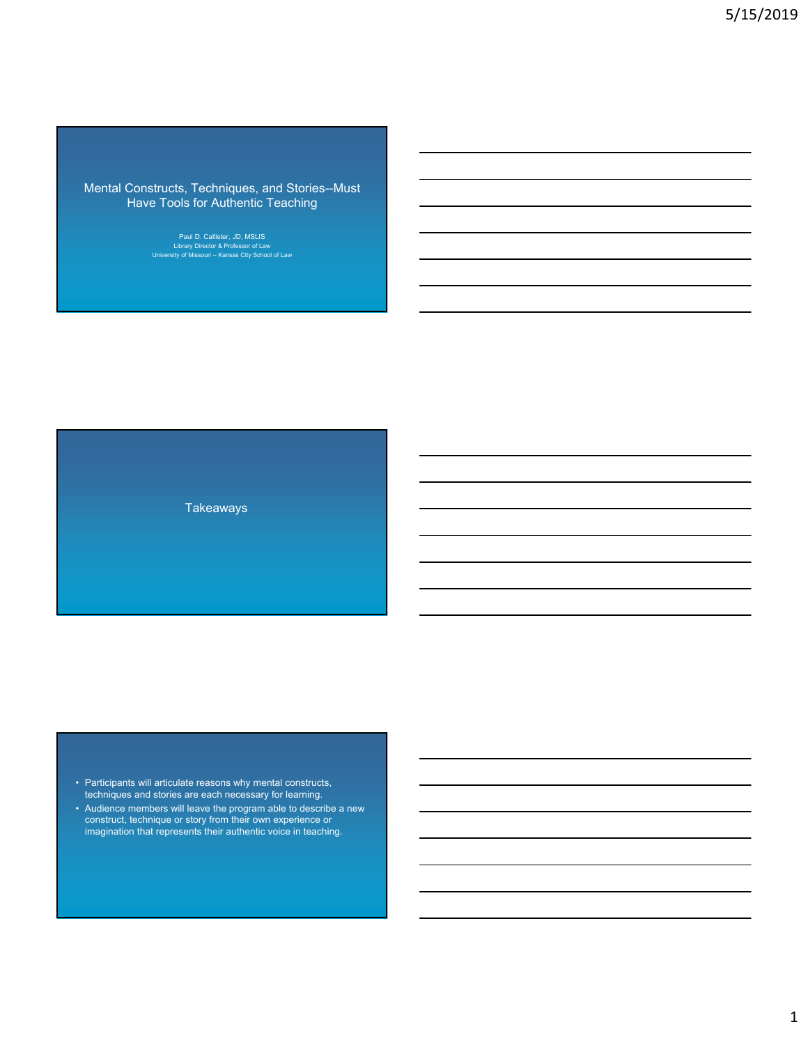# Mental Constructs, Techniques, and Stories--Must Have Tools for Authentic Teaching

Paul D. Callister, JD, MSLIS
Library Director & Professor of Law
University of Missouri – Kansas City School of Law

## Takeaways

- Participants will articulate reasons why mental constructs, techniques and stories are each necessary for learning.
- Audience members will leave the program able to describe a new construct, technique or story from their own experience or imagination that represents their authentic voice in teaching.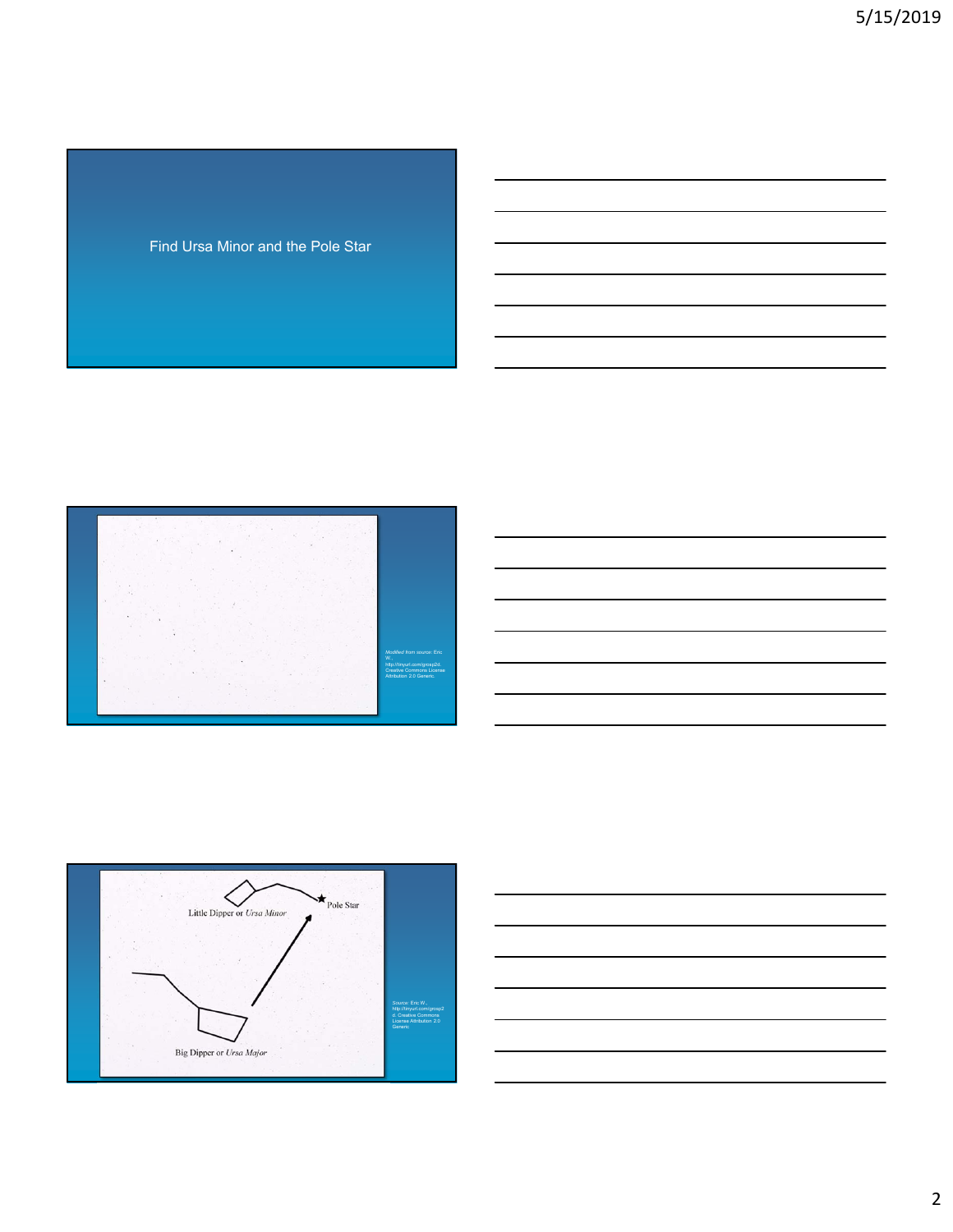Find Ursa Minor and the Pole Star

Modified from source: Eric W., http://tinyurl.com/grosp2d. Creative Commons License Attribution 2.0 Generic.

Little Dipper or *Ursa Minor*

Pole Star

Big Dipper or *Ursa Major*

Source: Eric W., http://tinyurl.com/grosp2d. Creative Commons License Attribution 2.0 Generic.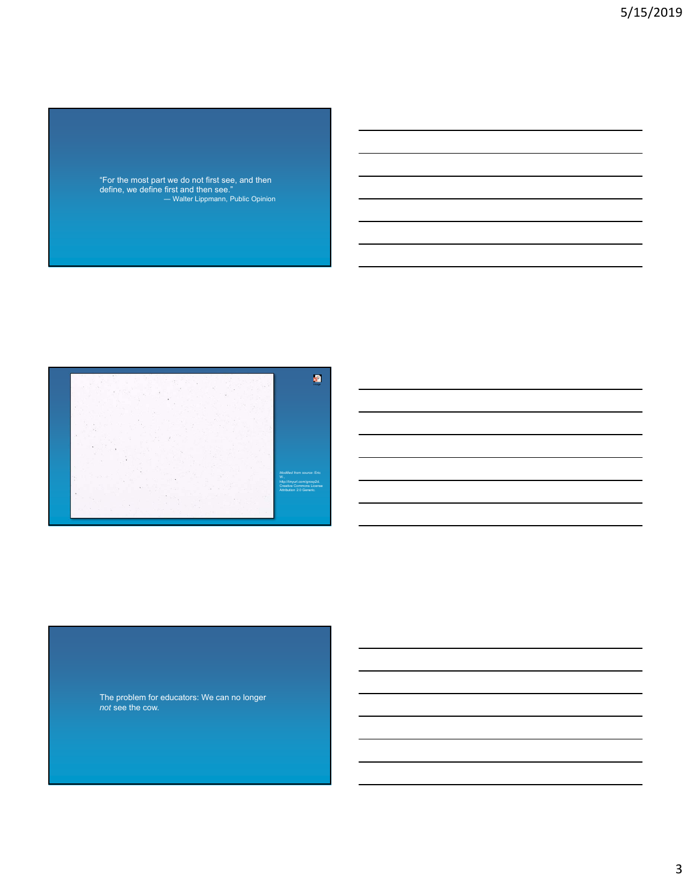"For the most part we do not first see, and then define, we define first and then see."
— Walter Lippmann, Public Opinion

*Modified from source: Eric W.; http://tinyurl.com/grosp2d. Creative Commons License Attribution 2.0 Generic.*

The problem for educators: We can no longer *not* see the cow.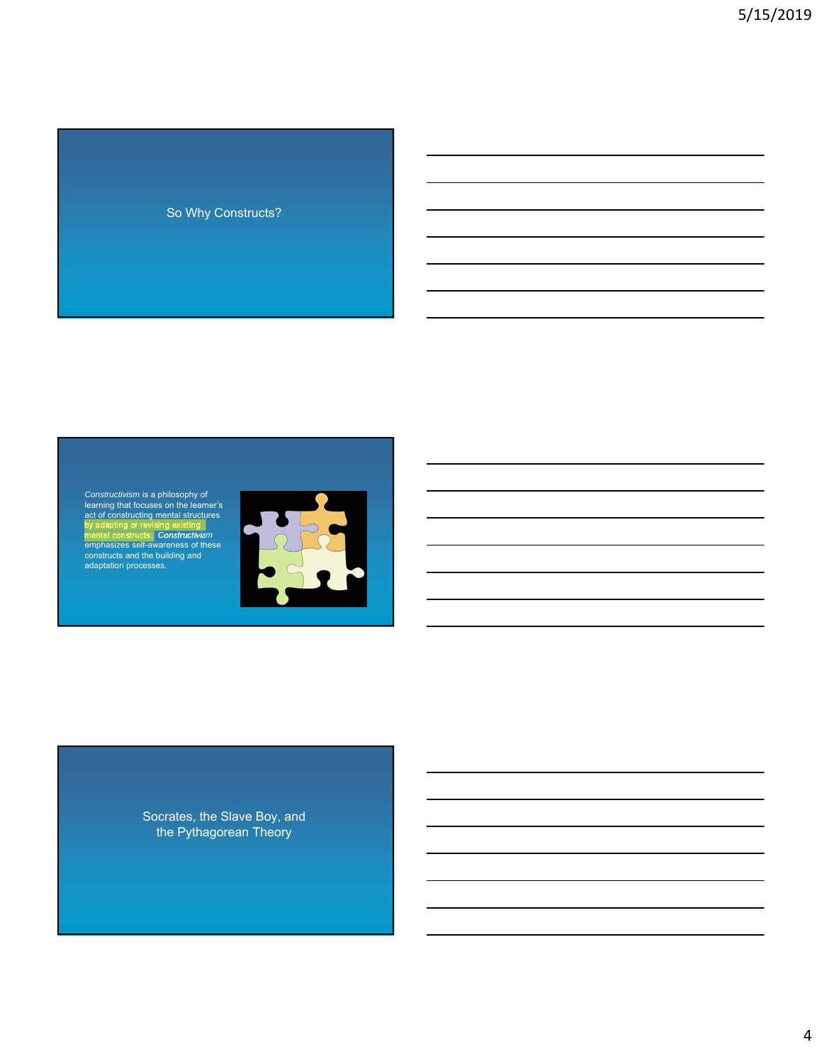## So Why Constructs?

*Constructivism* is a philosophy of learning that focuses on the learner's act of constructing mental structures by adapting or revising existing mental constructs. *Constructivism* emphasizes self-awareness of these constructs and the building and adaptation processes.

## Socrates, the Slave Boy, and the Pythagorean Theory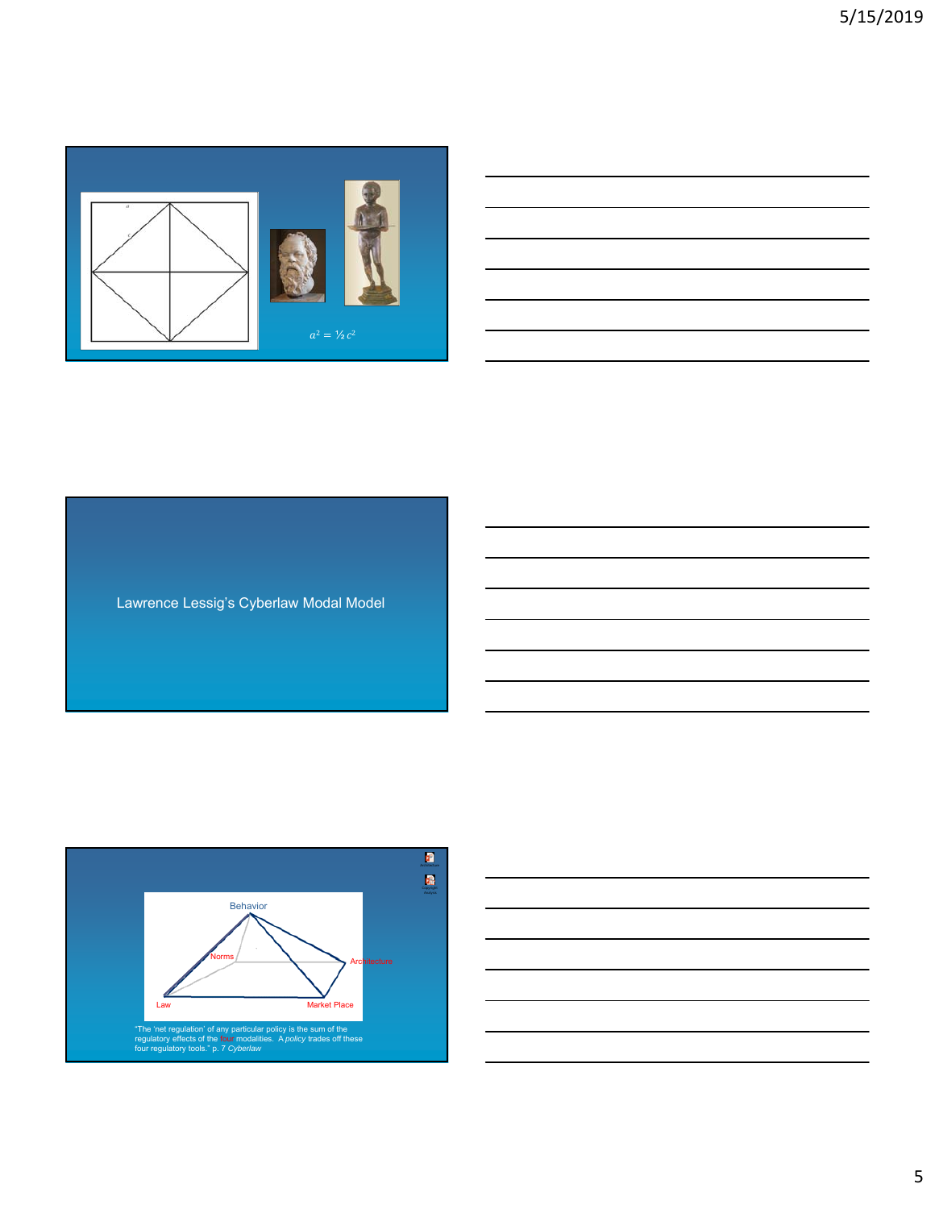$a^2 = ½\, c^2$

Lawrence Lessig's Cyberlaw Modal Model

Behavior

Norms

Architecture

Law

Market Place

"The 'net regulation' of any particular policy is the sum of the regulatory effects of the four modalities. A *policy* trades off these four regulatory tools." p. 7 *Cyberlaw*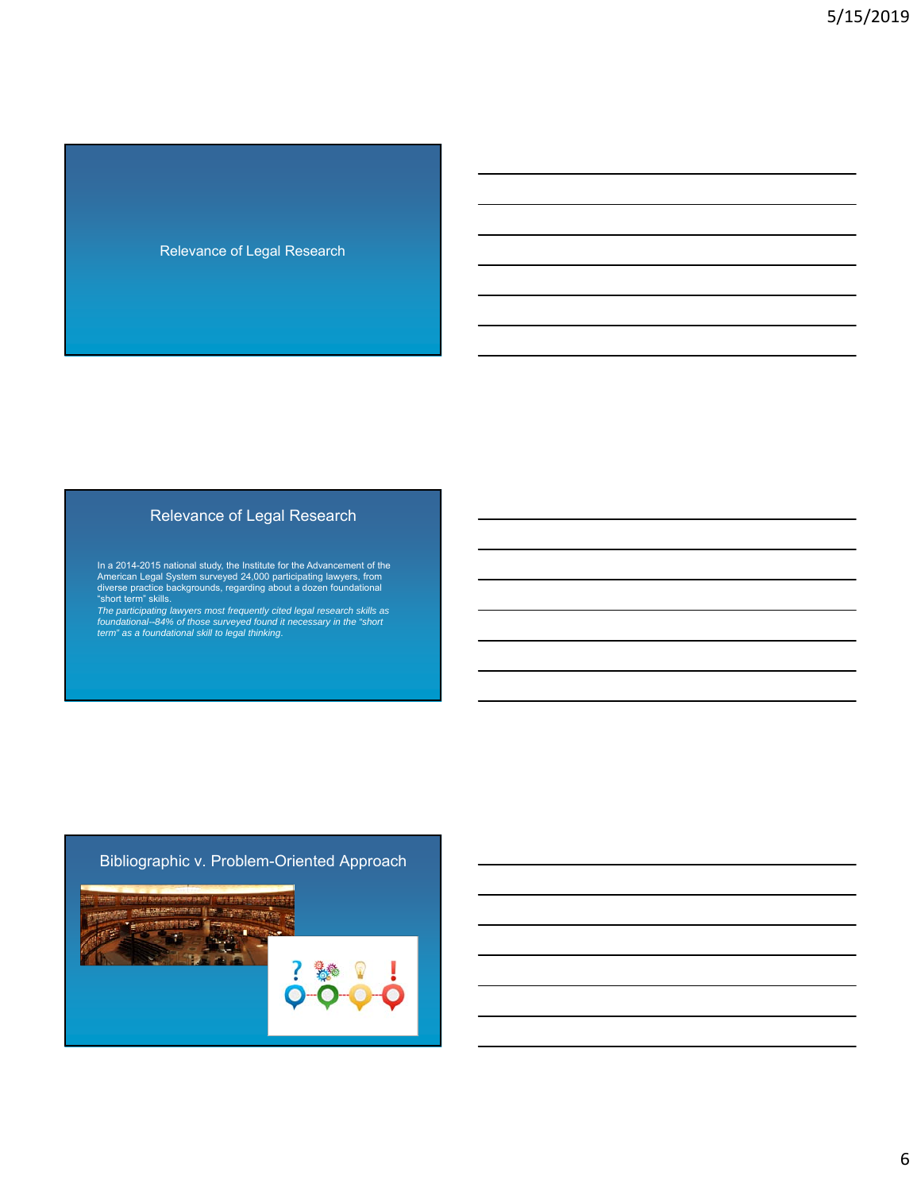## Relevance of Legal Research

## Relevance of Legal Research

In a 2014-2015 national study, the Institute for the Advancement of the American Legal System surveyed 24,000 participating lawyers, from diverse practice backgrounds, regarding about a dozen foundational "short term" skills.

*The participating lawyers most frequently cited legal research skills as foundational--84% of those surveyed found it necessary in the "short term" as a foundational skill to legal thinking.*

## Bibliographic v. Problem-Oriented Approach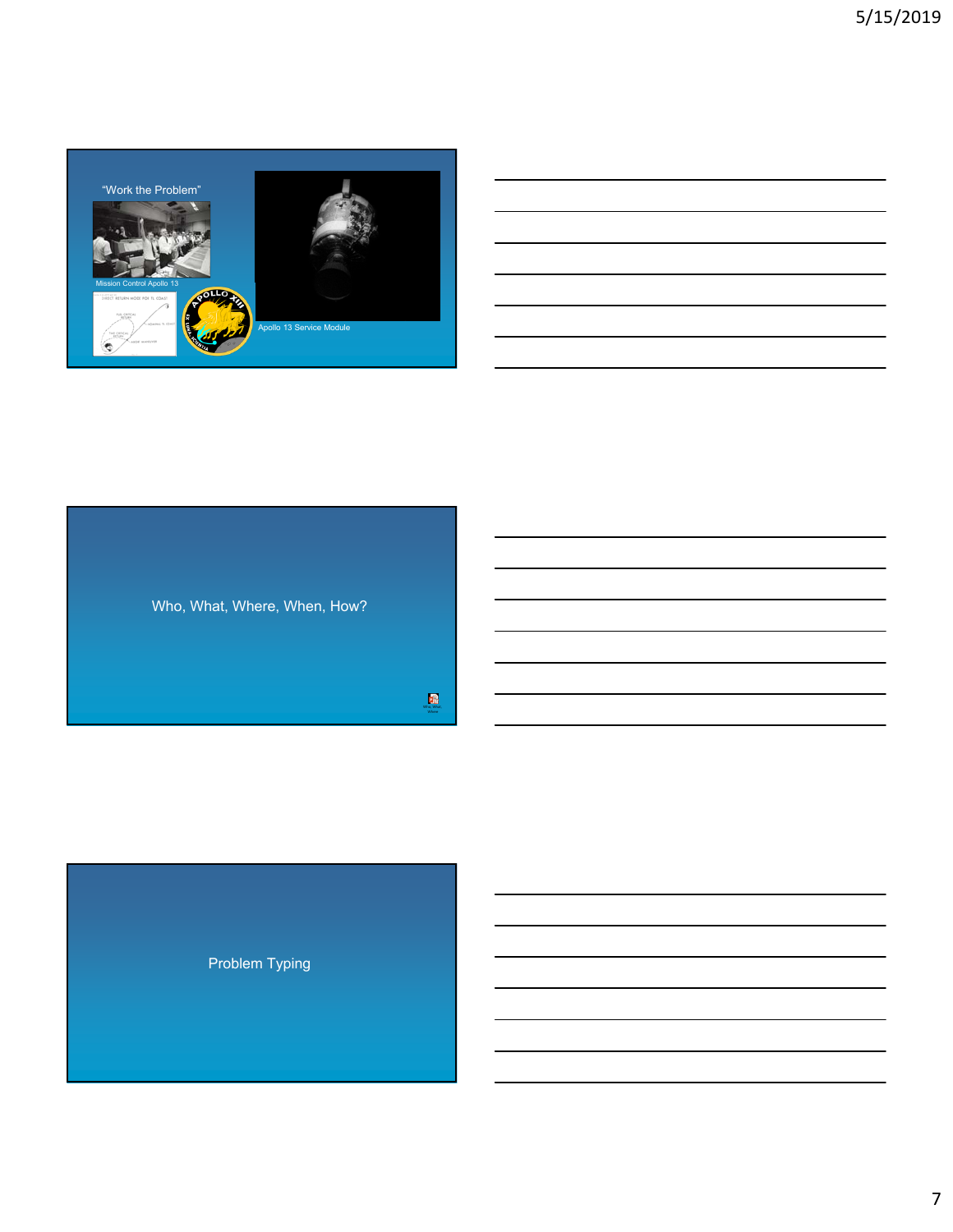"Work the Problem"

Mission Control Apollo 13

Apollo 13 Service Module

Who, What, Where, When, How?

Problem Typing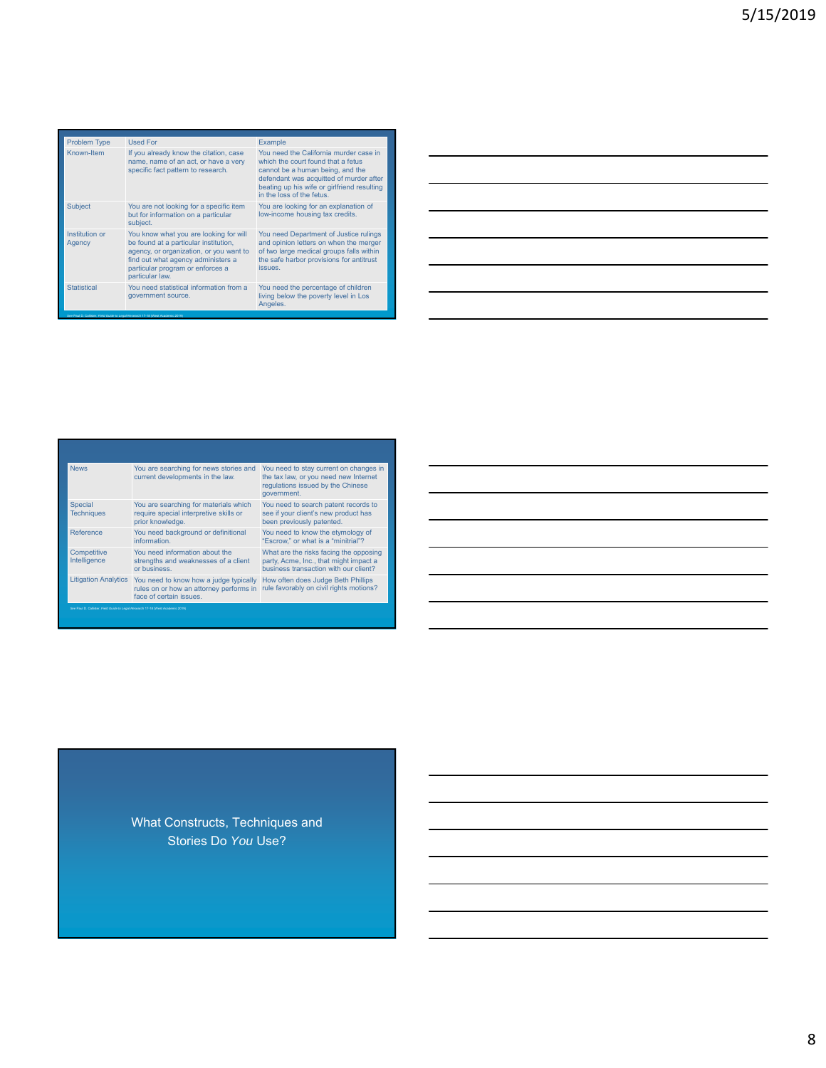| Problem Type | Used For | Example |
|---|---|---|
| Known-Item | If you already know the citation, case name, name of an act, or have a very specific fact pattern to research. | You need the California murder case in which the court found that a fetus cannot be a human being, and the defendant was acquitted of murder after beating up his wife or girlfriend resulting in the loss of the fetus. |
| Subject | You are not looking for a specific item but for information on a particular subject. | You are looking for an explanation of low-income housing tax credits. |
| Institution or Agency | You know what you are looking for will be found at a particular institution, agency, or organization, or you want to find out what agency administers a particular program or enforces a particular law. | You need Department of Justice rulings and opinion letters on when the merger of two large medical groups falls within the safe harbor provisions for antitrust issues. |
| Statistical | You need statistical information from a government source. | You need the percentage of children living below the poverty level in Los Angeles. |

See Paul D. Callister, Field Guide to Legal Research 17-18 (West Academic 2019)

| | | |
|---|---|---|
| News | You are searching for news stories and current developments in the law. | You need to stay current on changes in the tax law, or you need new Internet regulations issued by the Chinese government. |
| Special Techniques | You are searching for materials which require special interpretive skills or prior knowledge. | You need to search patent records to see if your client's new product has been previously patented. |
| Reference | You need background or definitional information. | You need to know the etymology of "Escrow," or what is a "minitrial"? |
| Competitive Intelligence | You need information about the strengths and weaknesses of a client or business. | What are the risks facing the opposing party, Acme, Inc., that might impact a business transaction with our client? |
| Litigation Analytics | You need to know how a judge typically rules on or how an attorney performs in face of certain issues. | How often does Judge Beth Phillips rule favorably on civil rights motions? |

See Paul D. Callister, Field Guide to Legal Research 17-18 (West Academic 2019)

What Constructs, Techniques and Stories Do *You* Use?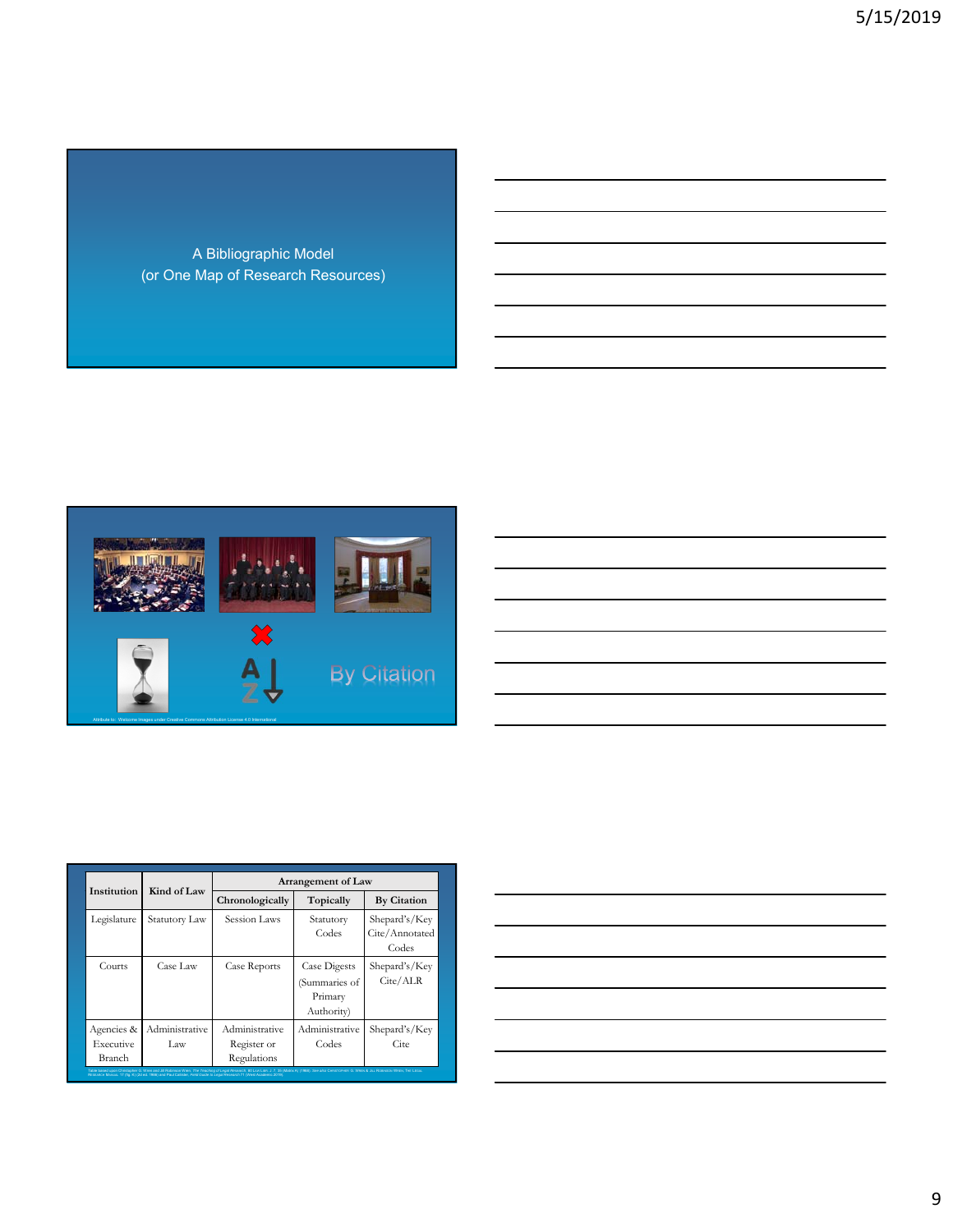A Bibliographic Model
(or One Map of Research Resources)

By Citation

Attribute to: Welcome Images under Creative Commons Attribution License 4.0 International

| Institution | Kind of Law | Arrangement of Law | | |
|---|---|---|---|---|
| | | **Chronologically** | **Topically** | **By Citation** |
| Legislature | Statutory Law | Session Laws | Statutory Codes | Shepard's/Key Cite/Annotated Codes |
| Courts | Case Law | Case Reports | Case Digests (Summaries of Primary Authority) | Shepard's/Key Cite/ALR |
| Agencies & Executive Branch | Administrative Law | Administrative Register or Regulations | Administrative Codes | Shepard's/Key Cite |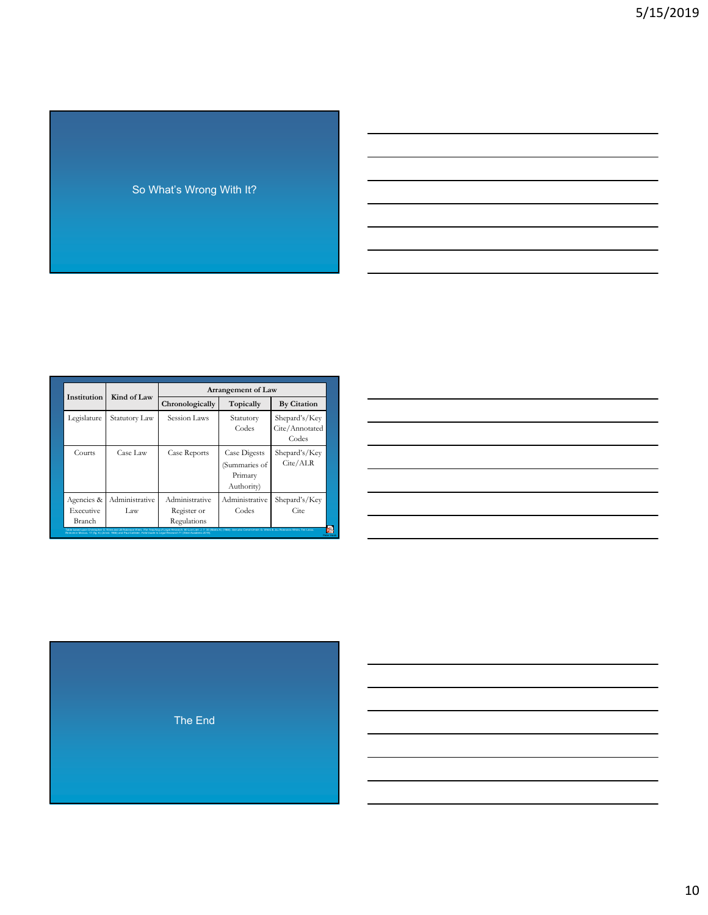So What's Wrong With It?

| Institution | Kind of Law | Arrangement of Law | | |
|---|---|---|---|---|
| | | Chronologically | Topically | By Citation |
| Legislature | Statutory Law | Session Laws | Statutory Codes | Shepard's/Key Cite/Annotated Codes |
| Courts | Case Law | Case Reports | Case Digests (Summaries of Primary Authority) | Shepard's/Key Cite/ALR |
| Agencies & Executive Branch | Administrative Law | Administrative Register or Regulations | Administrative Codes | Shepard's/Key Cite |

The End